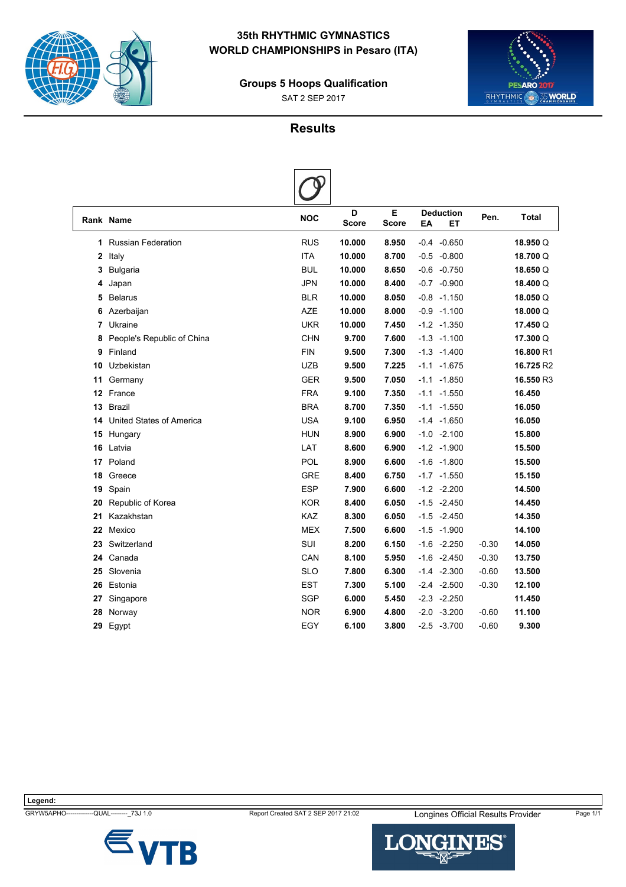# 35th RHYTHMIC GYMNASTICS WORLD CHAMPIONSHIPS in Pesaro (ITA)

## Groups 5 Hoops Qualification

SAT 2 SEP 2017

## Results

| Rank | Name | NOC | D Score | E Score | Deduction EA | Deduction ET | Pen. | Total | |
|---|---|---|---|---|---|---|---|---|---|
| 1 | Russian Federation | RUS | **10.000** | **8.950** | -0.4 | -0.650 | | **18.950** | Q |
| 2 | Italy | ITA | **10.000** | **8.700** | -0.5 | -0.800 | | **18.700** | Q |
| 3 | Bulgaria | BUL | **10.000** | **8.650** | -0.6 | -0.750 | | **18.650** | Q |
| 4 | Japan | JPN | **10.000** | **8.400** | -0.7 | -0.900 | | **18.400** | Q |
| 5 | Belarus | BLR | **10.000** | **8.050** | -0.8 | -1.150 | | **18.050** | Q |
| 6 | Azerbaijan | AZE | **10.000** | **8.000** | -0.9 | -1.100 | | **18.000** | Q |
| 7 | Ukraine | UKR | **10.000** | **7.450** | -1.2 | -1.350 | | **17.450** | Q |
| 8 | People's Republic of China | CHN | **9.700** | **7.600** | -1.3 | -1.100 | | **17.300** | Q |
| 9 | Finland | FIN | **9.500** | **7.300** | -1.3 | -1.400 | | **16.800** | R1 |
| 10 | Uzbekistan | UZB | **9.500** | **7.225** | -1.1 | -1.675 | | **16.725** | R2 |
| 11 | Germany | GER | **9.500** | **7.050** | -1.1 | -1.850 | | **16.550** | R3 |
| 12 | France | FRA | **9.100** | **7.350** | -1.1 | -1.550 | | **16.450** | |
| 13 | Brazil | BRA | **8.700** | **7.350** | -1.1 | -1.550 | | **16.050** | |
| 14 | United States of America | USA | **9.100** | **6.950** | -1.4 | -1.650 | | **16.050** | |
| 15 | Hungary | HUN | **8.900** | **6.900** | -1.0 | -2.100 | | **15.800** | |
| 16 | Latvia | LAT | **8.600** | **6.900** | -1.2 | -1.900 | | **15.500** | |
| 17 | Poland | POL | **8.900** | **6.600** | -1.6 | -1.800 | | **15.500** | |
| 18 | Greece | GRE | **8.400** | **6.750** | -1.7 | -1.550 | | **15.150** | |
| 19 | Spain | ESP | **7.900** | **6.600** | -1.2 | -2.200 | | **14.500** | |
| 20 | Republic of Korea | KOR | **8.400** | **6.050** | -1.5 | -2.450 | | **14.450** | |
| 21 | Kazakhstan | KAZ | **8.300** | **6.050** | -1.5 | -2.450 | | **14.350** | |
| 22 | Mexico | MEX | **7.500** | **6.600** | -1.5 | -1.900 | | **14.100** | |
| 23 | Switzerland | SUI | **8.200** | **6.150** | -1.6 | -2.250 | -0.30 | **14.050** | |
| 24 | Canada | CAN | **8.100** | **5.950** | -1.6 | -2.450 | -0.30 | **13.750** | |
| 25 | Slovenia | SLO | **7.800** | **6.300** | -1.4 | -2.300 | -0.60 | **13.500** | |
| 26 | Estonia | EST | **7.300** | **5.100** | -2.4 | -2.500 | -0.30 | **12.100** | |
| 27 | Singapore | SGP | **6.000** | **5.450** | -2.3 | -2.250 | | **11.450** | |
| 28 | Norway | NOR | **6.900** | **4.800** | -2.0 | -3.200 | -0.60 | **11.100** | |
| 29 | Egypt | EGY | **6.100** | **3.800** | -2.5 | -3.700 | -0.60 | **9.300** | |

**Legend:**

GRYW5APHO-------------QUAL--------_73J 1.0    Report Created SAT 2 SEP 2017 21:02    Longines Official Results Provider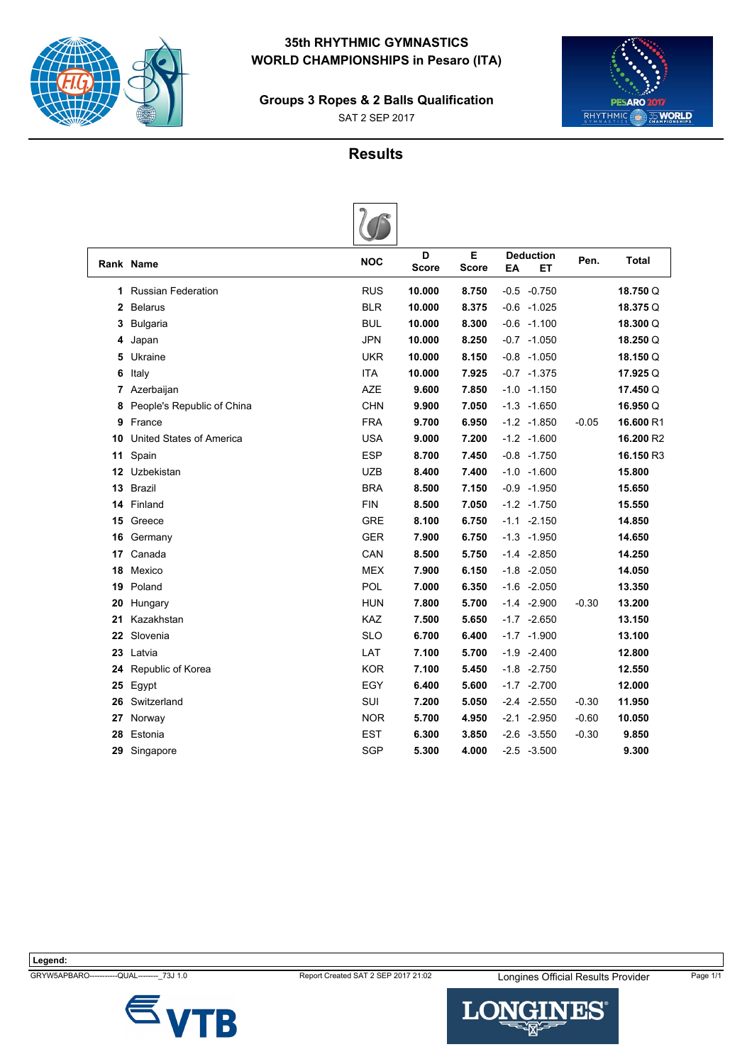**35th RHYTHMIC GYMNASTICS WORLD CHAMPIONSHIPS in Pesaro (ITA)**

**Groups 3 Ropes & 2 Balls Qualification**

SAT 2 SEP 2017

## Results

| Rank | Name | NOC | D Score | E Score | Deduction EA | Deduction ET | Pen. | Total |
|---|---|---|---|---|---|---|---|---|
| 1 | Russian Federation | RUS | **10.000** | **8.750** | -0.5 | -0.750 | | **18.750** Q |
| 2 | Belarus | BLR | **10.000** | **8.375** | -0.6 | -1.025 | | **18.375** Q |
| 3 | Bulgaria | BUL | **10.000** | **8.300** | -0.6 | -1.100 | | **18.300** Q |
| 4 | Japan | JPN | **10.000** | **8.250** | -0.7 | -1.050 | | **18.250** Q |
| 5 | Ukraine | UKR | **10.000** | **8.150** | -0.8 | -1.050 | | **18.150** Q |
| 6 | Italy | ITA | **10.000** | **7.925** | -0.7 | -1.375 | | **17.925** Q |
| 7 | Azerbaijan | AZE | **9.600** | **7.850** | -1.0 | -1.150 | | **17.450** Q |
| 8 | People's Republic of China | CHN | **9.900** | **7.050** | -1.3 | -1.650 | | **16.950** Q |
| 9 | France | FRA | **9.700** | **6.950** | -1.2 | -1.850 | -0.05 | **16.600** R1 |
| 10 | United States of America | USA | **9.000** | **7.200** | -1.2 | -1.600 | | **16.200** R2 |
| 11 | Spain | ESP | **8.700** | **7.450** | -0.8 | -1.750 | | **16.150** R3 |
| 12 | Uzbekistan | UZB | **8.400** | **7.400** | -1.0 | -1.600 | | **15.800** |
| 13 | Brazil | BRA | **8.500** | **7.150** | -0.9 | -1.950 | | **15.650** |
| 14 | Finland | FIN | **8.500** | **7.050** | -1.2 | -1.750 | | **15.550** |
| 15 | Greece | GRE | **8.100** | **6.750** | -1.1 | -2.150 | | **14.850** |
| 16 | Germany | GER | **7.900** | **6.750** | -1.3 | -1.950 | | **14.650** |
| 17 | Canada | CAN | **8.500** | **5.750** | -1.4 | -2.850 | | **14.250** |
| 18 | Mexico | MEX | **7.900** | **6.150** | -1.8 | -2.050 | | **14.050** |
| 19 | Poland | POL | **7.000** | **6.350** | -1.6 | -2.050 | | **13.350** |
| 20 | Hungary | HUN | **7.800** | **5.700** | -1.4 | -2.900 | -0.30 | **13.200** |
| 21 | Kazakhstan | KAZ | **7.500** | **5.650** | -1.7 | -2.650 | | **13.150** |
| 22 | Slovenia | SLO | **6.700** | **6.400** | -1.7 | -1.900 | | **13.100** |
| 23 | Latvia | LAT | **7.100** | **5.700** | -1.9 | -2.400 | | **12.800** |
| 24 | Republic of Korea | KOR | **7.100** | **5.450** | -1.8 | -2.750 | | **12.550** |
| 25 | Egypt | EGY | **6.400** | **5.600** | -1.7 | -2.700 | | **12.000** |
| 26 | Switzerland | SUI | **7.200** | **5.050** | -2.4 | -2.550 | -0.30 | **11.950** |
| 27 | Norway | NOR | **5.700** | **4.950** | -2.1 | -2.950 | -0.60 | **10.050** |
| 28 | Estonia | EST | **6.300** | **3.850** | -2.6 | -3.550 | -0.30 | **9.850** |
| 29 | Singapore | SGP | **5.300** | **4.000** | -2.5 | -3.500 | | **9.300** |

**Legend:**

GRYW5APBARO-----------QUAL--------_73J 1.0 Report Created SAT 2 SEP 2017 21:02 Longines Official Results Provider